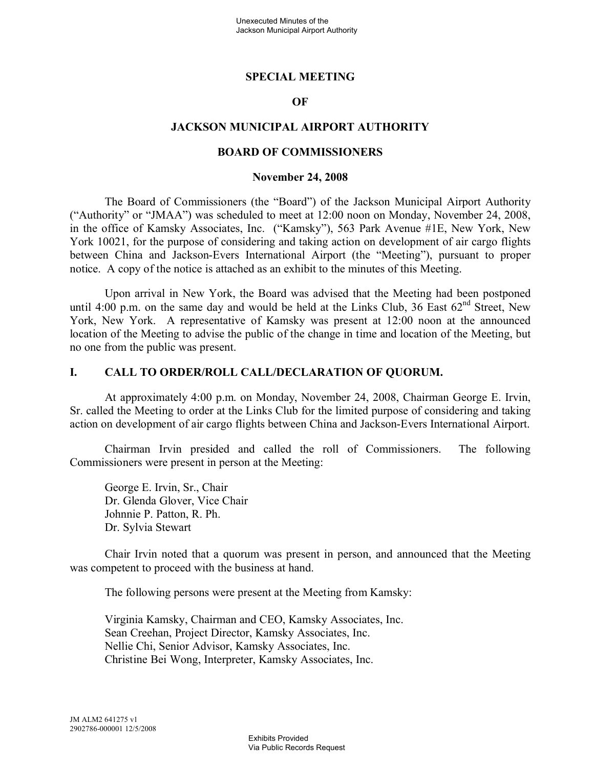## SPECIAL MEETING

## OF

## JACKSON MUNICIPAL AIRPORT AUTHORITY

## BOARD OF COMMISSIONERS

**November 24, 2008**

The Board of Commissioners (the "Board") of the Jackson Municipal Airport Authority ("Authority" or "JMAA") was scheduled to meet at 12:00 noon on Monday, November 24, 2008, in the office of Kamsky Associates, Inc. ("Kamsky"), 563 Park Avenue #1E, New York, New York 10021, for the purpose of considering and taking action on development of air cargo flights between China and Jackson-Evers International Airport (the "Meeting"), pursuant to proper notice. A copy of the notice is attached as an exhibit to the minutes of this Meeting.

Upon arrival in New York, the Board was advised that the Meeting had been postponed until 4:00 p.m. on the same day and would be held at the Links Club, 36 East 62nd Street, New York, New York. A representative of Kamsky was present at 12:00 noon at the announced location of the Meeting to advise the public of the change in time and location of the Meeting, but no one from the public was present.

### I. CALL TO ORDER/ROLL CALL/DECLARATION OF QUORUM.

At approximately 4:00 p.m. on Monday, November 24, 2008, Chairman George E. Irvin, Sr. called the Meeting to order at the Links Club for the limited purpose of considering and taking action on development of air cargo flights between China and Jackson-Evers International Airport.

Chairman Irvin presided and called the roll of Commissioners. The following Commissioners were present in person at the Meeting:

George E. Irvin, Sr., Chair
Dr. Glenda Glover, Vice Chair
Johnnie P. Patton, R. Ph.
Dr. Sylvia Stewart

Chair Irvin noted that a quorum was present in person, and announced that the Meeting was competent to proceed with the business at hand.

The following persons were present at the Meeting from Kamsky:

Virginia Kamsky, Chairman and CEO, Kamsky Associates, Inc.
Sean Creehan, Project Director, Kamsky Associates, Inc.
Nellie Chi, Senior Advisor, Kamsky Associates, Inc.
Christine Bei Wong, Interpreter, Kamsky Associates, Inc.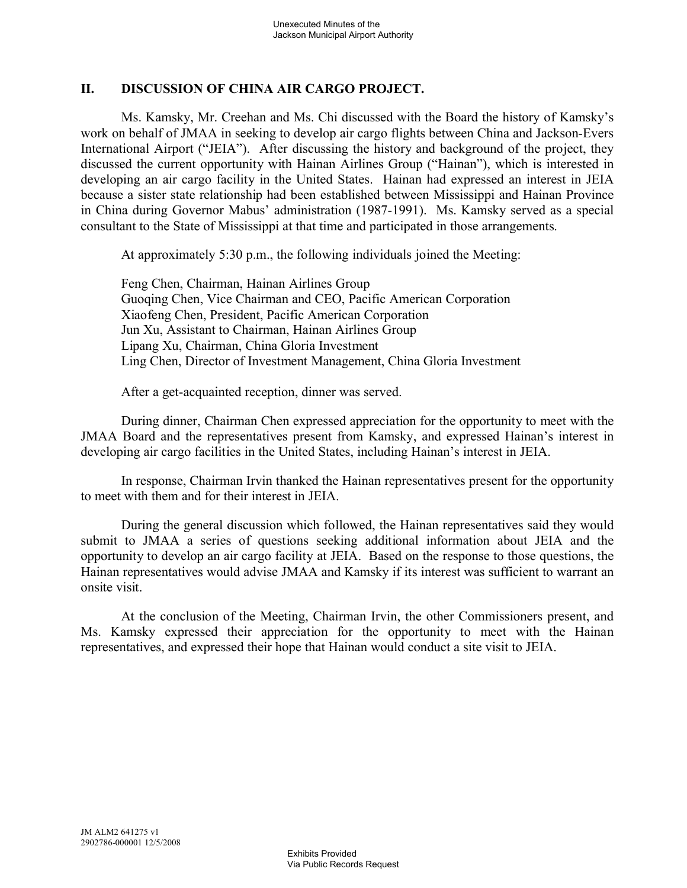## II. DISCUSSION OF CHINA AIR CARGO PROJECT.

Ms. Kamsky, Mr. Creehan and Ms. Chi discussed with the Board the history of Kamsky's work on behalf of JMAA in seeking to develop air cargo flights between China and Jackson-Evers International Airport ("JEIA"). After discussing the history and background of the project, they discussed the current opportunity with Hainan Airlines Group ("Hainan"), which is interested in developing an air cargo facility in the United States. Hainan had expressed an interest in JEIA because a sister state relationship had been established between Mississippi and Hainan Province in China during Governor Mabus' administration (1987-1991). Ms. Kamsky served as a special consultant to the State of Mississippi at that time and participated in those arrangements.

At approximately 5:30 p.m., the following individuals joined the Meeting:

Feng Chen, Chairman, Hainan Airlines Group
Guoqing Chen, Vice Chairman and CEO, Pacific American Corporation
Xiaofeng Chen, President, Pacific American Corporation
Jun Xu, Assistant to Chairman, Hainan Airlines Group
Lipang Xu, Chairman, China Gloria Investment
Ling Chen, Director of Investment Management, China Gloria Investment

After a get-acquainted reception, dinner was served.

During dinner, Chairman Chen expressed appreciation for the opportunity to meet with the JMAA Board and the representatives present from Kamsky, and expressed Hainan's interest in developing air cargo facilities in the United States, including Hainan's interest in JEIA.

In response, Chairman Irvin thanked the Hainan representatives present for the opportunity to meet with them and for their interest in JEIA.

During the general discussion which followed, the Hainan representatives said they would submit to JMAA a series of questions seeking additional information about JEIA and the opportunity to develop an air cargo facility at JEIA. Based on the response to those questions, the Hainan representatives would advise JMAA and Kamsky if its interest was sufficient to warrant an onsite visit.

At the conclusion of the Meeting, Chairman Irvin, the other Commissioners present, and Ms. Kamsky expressed their appreciation for the opportunity to meet with the Hainan representatives, and expressed their hope that Hainan would conduct a site visit to JEIA.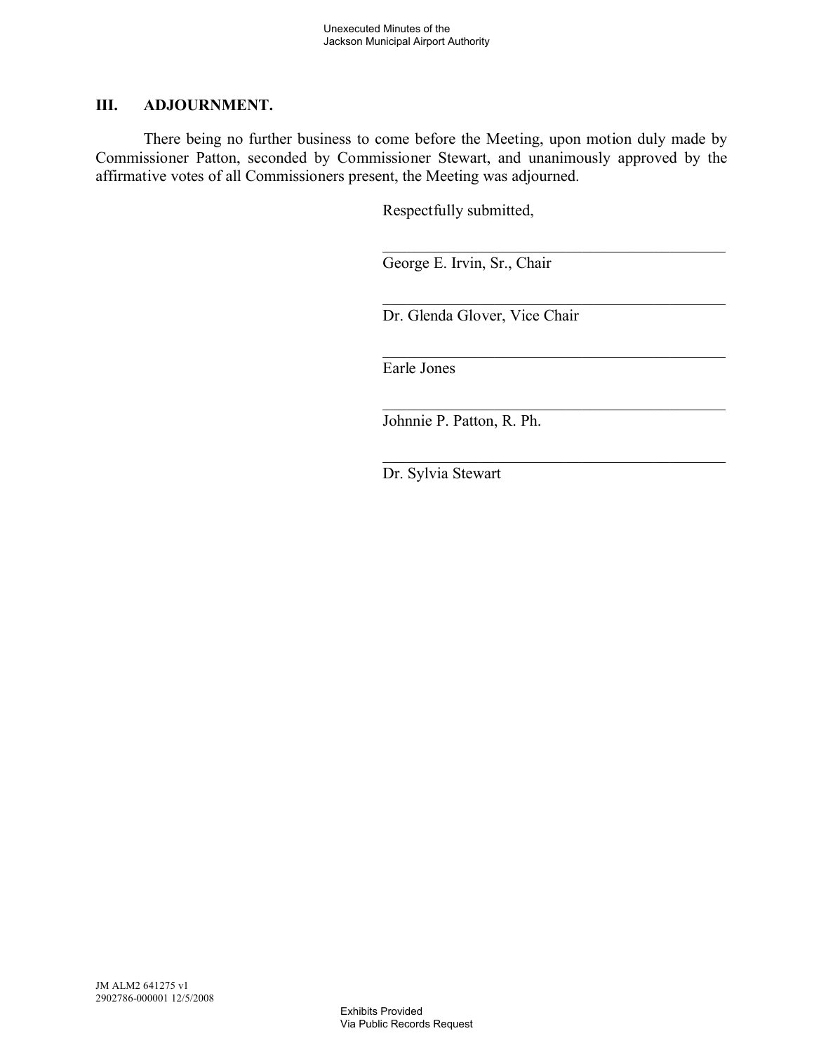## III. ADJOURNMENT.

There being no further business to come before the Meeting, upon motion duly made by Commissioner Patton, seconded by Commissioner Stewart, and unanimously approved by the affirmative votes of all Commissioners present, the Meeting was adjourned.

Respectfully submitted,

\_\_\_\_\_\_\_\_\_\_\_\_\_\_\_\_\_\_\_\_\_\_\_\_\_\_\_\_\_\_\_\_\_\_\_\_\_\_\_\_\_\_\_\_
George E. Irvin, Sr., Chair

\_\_\_\_\_\_\_\_\_\_\_\_\_\_\_\_\_\_\_\_\_\_\_\_\_\_\_\_\_\_\_\_\_\_\_\_\_\_\_\_\_\_\_\_
Dr. Glenda Glover, Vice Chair

\_\_\_\_\_\_\_\_\_\_\_\_\_\_\_\_\_\_\_\_\_\_\_\_\_\_\_\_\_\_\_\_\_\_\_\_\_\_\_\_\_\_\_\_
Earle Jones

\_\_\_\_\_\_\_\_\_\_\_\_\_\_\_\_\_\_\_\_\_\_\_\_\_\_\_\_\_\_\_\_\_\_\_\_\_\_\_\_\_\_\_\_
Johnnie P. Patton, R. Ph.

\_\_\_\_\_\_\_\_\_\_\_\_\_\_\_\_\_\_\_\_\_\_\_\_\_\_\_\_\_\_\_\_\_\_\_\_\_\_\_\_\_\_\_\_
Dr. Sylvia Stewart

JM ALM2 641275 v1
2902786-000001 12/5/2008